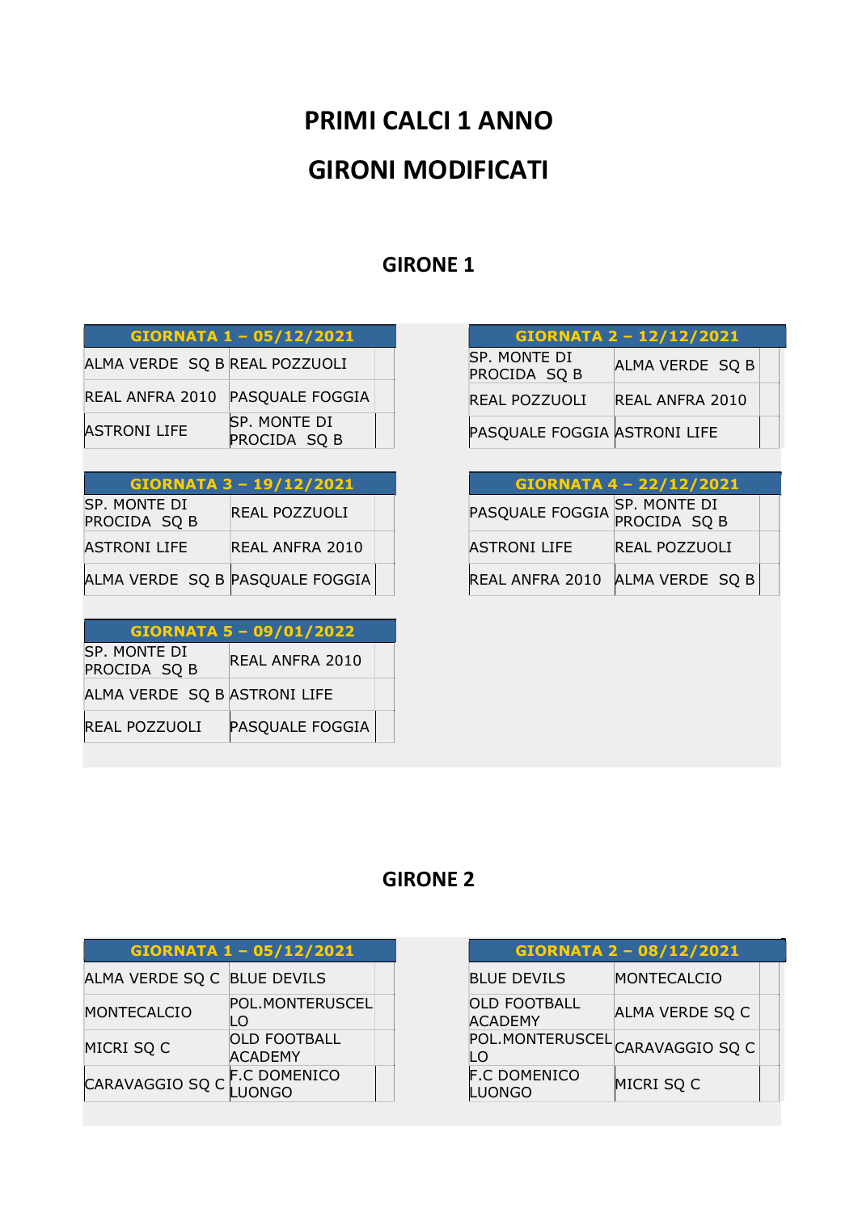# PRIMI CALCI 1 ANNO

# GIRONI MODIFICATI

## GIRONE 1

| GIORNATA 1 – 05/12/2021 | | |
|---|---|---|
| ALMA VERDE SQ B | REAL POZZUOLI | |
| REAL ANFRA 2010 | PASQUALE FOGGIA | |
| ASTRONI LIFE | SP. MONTE DI PROCIDA SQ B | |

| GIORNATA 2 – 12/12/2021 | | |
|---|---|---|
| SP. MONTE DI PROCIDA SQ B | ALMA VERDE SQ B | |
| REAL POZZUOLI | REAL ANFRA 2010 | |
| PASQUALE FOGGIA | ASTRONI LIFE | |

| GIORNATA 3 – 19/12/2021 | | |
|---|---|---|
| SP. MONTE DI PROCIDA SQ B | REAL POZZUOLI | |
| ASTRONI LIFE | REAL ANFRA 2010 | |
| ALMA VERDE SQ B | PASQUALE FOGGIA | |

| GIORNATA 4 – 22/12/2021 | | |
|---|---|---|
| PASQUALE FOGGIA | SP. MONTE DI PROCIDA SQ B | |
| ASTRONI LIFE | REAL POZZUOLI | |
| REAL ANFRA 2010 | ALMA VERDE SQ B | |

| GIORNATA 5 – 09/01/2022 | | |
|---|---|---|
| SP. MONTE DI PROCIDA SQ B | REAL ANFRA 2010 | |
| ALMA VERDE SQ B | ASTRONI LIFE | |
| REAL POZZUOLI | PASQUALE FOGGIA | |

## GIRONE 2

| GIORNATA 1 – 05/12/2021 | | |
|---|---|---|
| ALMA VERDE SQ C | BLUE DEVILS | |
| MONTECALCIO | POL.MONTERUSCELLO | |
| MICRI SQ C | OLD FOOTBALL ACADEMY | |
| CARAVAGGIO SQ C | F.C DOMENICO LUONGO | |

| GIORNATA 2 – 08/12/2021 | | |
|---|---|---|
| BLUE DEVILS | MONTECALCIO | |
| OLD FOOTBALL ACADEMY | ALMA VERDE SQ C | |
| POL.MONTERUSCELLO | CARAVAGGIO SQ C | |
| F.C DOMENICO LUONGO | MICRI SQ C | |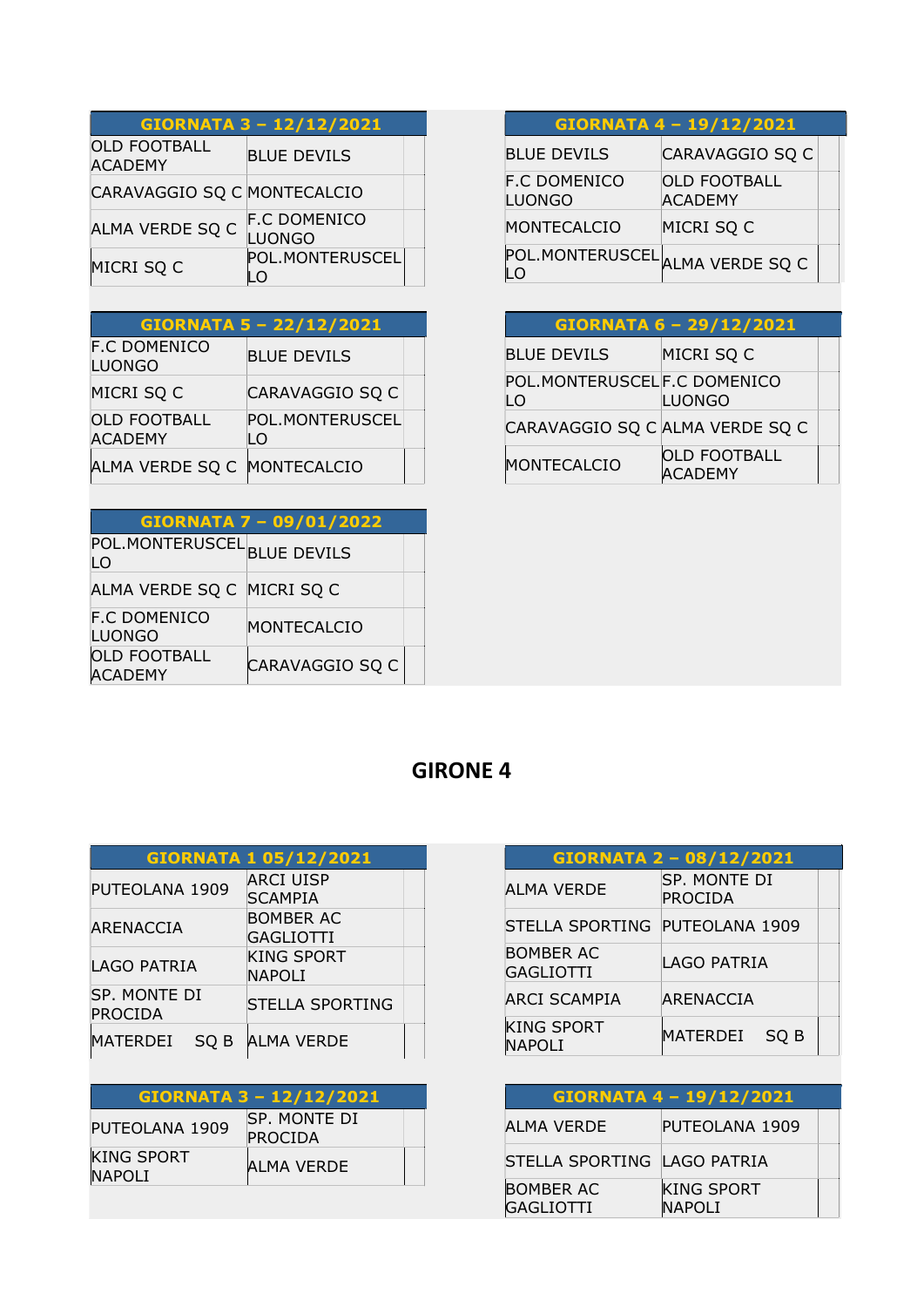| GIORNATA 3 – 12/12/2021 | | |
|---|---|---|
| OLD FOOTBALL ACADEMY | BLUE DEVILS | |
| CARAVAGGIO SQ C | MONTECALCIO | |
| ALMA VERDE SQ C | F.C DOMENICO LUONGO | |
| MICRI SQ C | POL.MONTERUSCELLO | |

| GIORNATA 4 – 19/12/2021 | | |
|---|---|---|
| BLUE DEVILS | CARAVAGGIO SQ C | |
| F.C DOMENICO LUONGO | OLD FOOTBALL ACADEMY | |
| MONTECALCIO | MICRI SQ C | |
| POL.MONTERUSCELLO | ALMA VERDE SQ C | |

| GIORNATA 5 – 22/12/2021 | | |
|---|---|---|
| F.C DOMENICO LUONGO | BLUE DEVILS | |
| MICRI SQ C | CARAVAGGIO SQ C | |
| OLD FOOTBALL ACADEMY | POL.MONTERUSCELLO | |
| ALMA VERDE SQ C | MONTECALCIO | |

| GIORNATA 6 – 29/12/2021 | | |
|---|---|---|
| BLUE DEVILS | MICRI SQ C | |
| POL.MONTERUSCELLO | F.C DOMENICO LUONGO | |
| CARAVAGGIO SQ C | ALMA VERDE SQ C | |
| MONTECALCIO | OLD FOOTBALL ACADEMY | |

| GIORNATA 7 – 09/01/2022 | | |
|---|---|---|
| POL.MONTERUSCELLO | BLUE DEVILS | |
| ALMA VERDE SQ C | MICRI SQ C | |
| F.C DOMENICO LUONGO | MONTECALCIO | |
| OLD FOOTBALL ACADEMY | CARAVAGGIO SQ C | |

# GIRONE 4

| GIORNATA 1 05/12/2021 | | |
|---|---|---|
| PUTEOLANA 1909 | ARCI UISP SCAMPIA | |
| ARENACCIA | BOMBER AC GAGLIOTTI | |
| LAGO PATRIA | KING SPORT NAPOLI | |
| SP. MONTE DI PROCIDA | STELLA SPORTING | |
| MATERDEI SQ B | ALMA VERDE | |

| GIORNATA 2 – 08/12/2021 | | |
|---|---|---|
| ALMA VERDE | SP. MONTE DI PROCIDA | |
| STELLA SPORTING | PUTEOLANA 1909 | |
| BOMBER AC GAGLIOTTI | LAGO PATRIA | |
| ARCI SCAMPIA | ARENACCIA | |
| KING SPORT NAPOLI | MATERDEI SQ B | |

| GIORNATA 3 – 12/12/2021 | | |
|---|---|---|
| PUTEOLANA 1909 | SP. MONTE DI PROCIDA | |
| KING SPORT NAPOLI | ALMA VERDE | |

| GIORNATA 4 – 19/12/2021 | | |
|---|---|---|
| ALMA VERDE | PUTEOLANA 1909 | |
| STELLA SPORTING | LAGO PATRIA | |
| BOMBER AC GAGLIOTTI | KING SPORT NAPOLI | |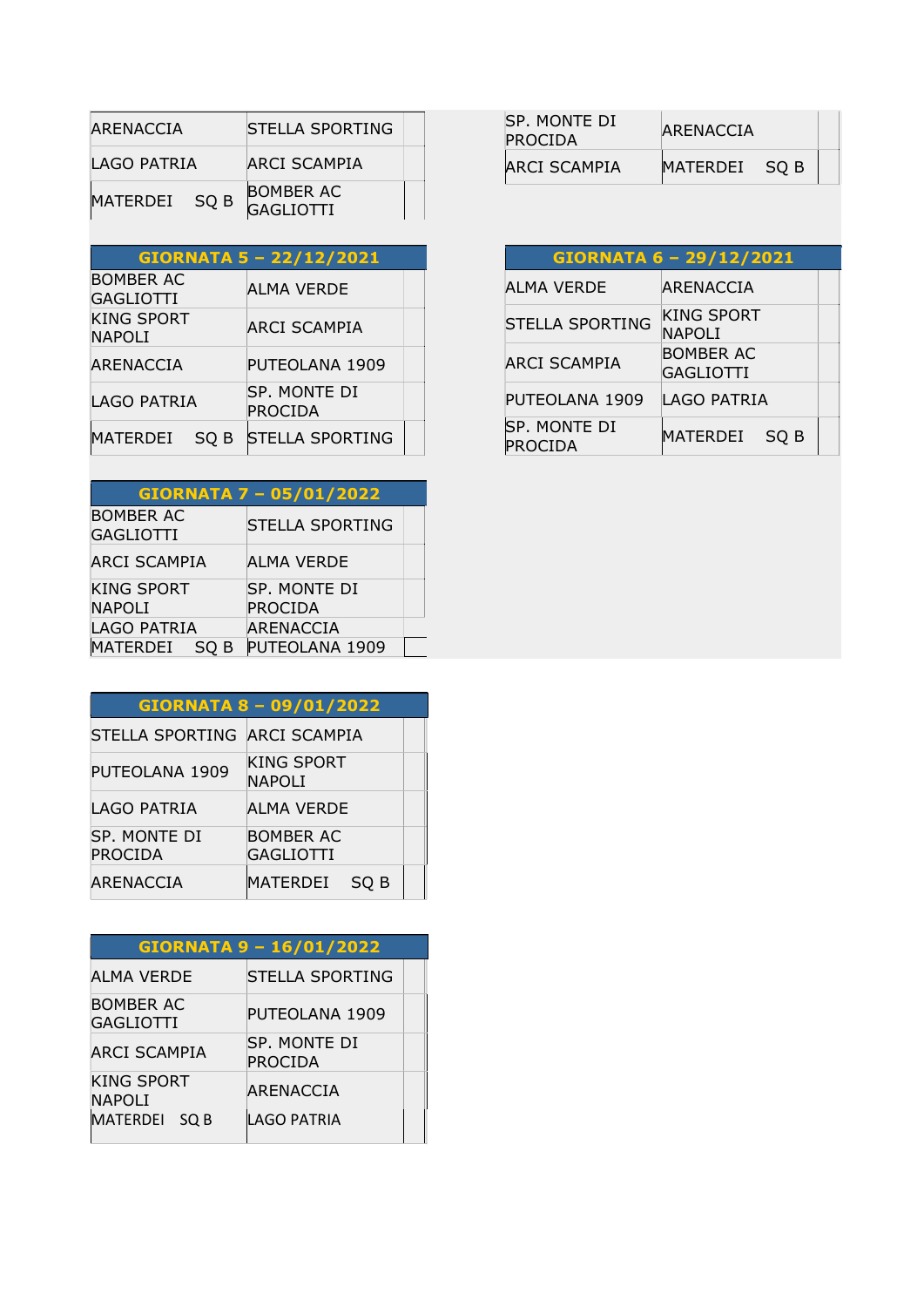| | |
|---|---|
| ARENACCIA | STELLA SPORTING |
| LAGO PATRIA | ARCI SCAMPIA |
| MATERDEI SQ B | BOMBER AC GAGLIOTTI |

| | |
|---|---|
| SP. MONTE DI PROCIDA | ARENACCIA |
| ARCI SCAMPIA | MATERDEI SQ B |

| GIORNATA 5 – 22/12/2021 | |
|---|---|
| BOMBER AC GAGLIOTTI | ALMA VERDE |
| KING SPORT NAPOLI | ARCI SCAMPIA |
| ARENACCIA | PUTEOLANA 1909 |
| LAGO PATRIA | SP. MONTE DI PROCIDA |
| MATERDEI SQ B | STELLA SPORTING |

| GIORNATA 6 – 29/12/2021 | |
|---|---|
| ALMA VERDE | ARENACCIA |
| STELLA SPORTING | KING SPORT NAPOLI |
| ARCI SCAMPIA | BOMBER AC GAGLIOTTI |
| PUTEOLANA 1909 | LAGO PATRIA |
| SP. MONTE DI PROCIDA | MATERDEI SQ B |

| GIORNATA 7 – 05/01/2022 | |
|---|---|
| BOMBER AC GAGLIOTTI | STELLA SPORTING |
| ARCI SCAMPIA | ALMA VERDE |
| KING SPORT NAPOLI | SP. MONTE DI PROCIDA |
| LAGO PATRIA | ARENACCIA |
| MATERDEI SQ B | PUTEOLANA 1909 |

| GIORNATA 8 – 09/01/2022 | |
|---|---|
| STELLA SPORTING | ARCI SCAMPIA |
| PUTEOLANA 1909 | KING SPORT NAPOLI |
| LAGO PATRIA | ALMA VERDE |
| SP. MONTE DI PROCIDA | BOMBER AC GAGLIOTTI |
| ARENACCIA | MATERDEI SQ B |

| GIORNATA 9 – 16/01/2022 | |
|---|---|
| ALMA VERDE | STELLA SPORTING |
| BOMBER AC GAGLIOTTI | PUTEOLANA 1909 |
| ARCI SCAMPIA | SP. MONTE DI PROCIDA |
| KING SPORT NAPOLI | ARENACCIA |
| MATERDEI SQ B | LAGO PATRIA |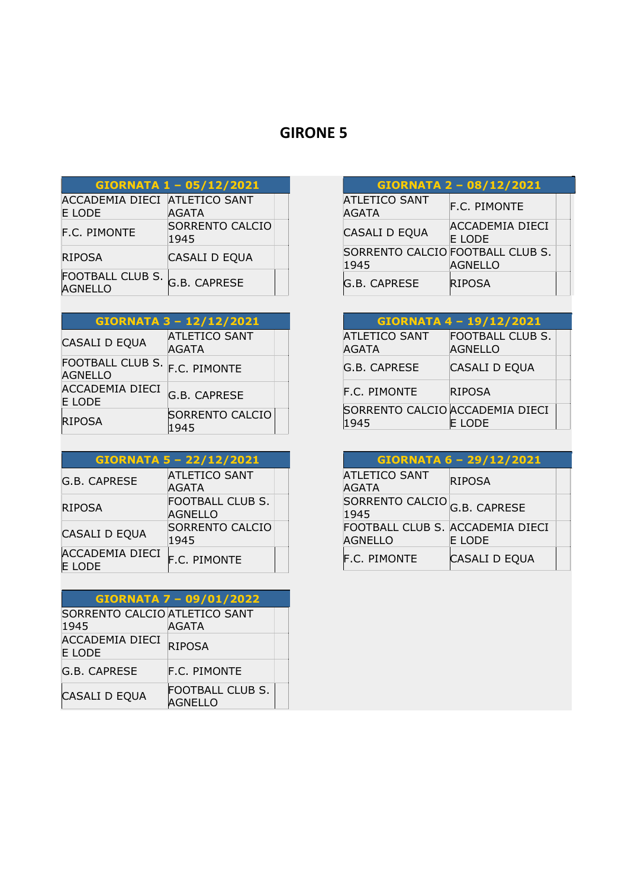## GIRONE 5

| GIORNATA 1 – 05/12/2021 | | |
|---|---|---|
| ACCADEMIA DIECI E LODE | ATLETICO SANT AGATA | |
| F.C. PIMONTE | SORRENTO CALCIO 1945 | |
| RIPOSA | CASALI D EQUA | |
| FOOTBALL CLUB S. AGNELLO | G.B. CAPRESE | |

| GIORNATA 2 – 08/12/2021 | | |
|---|---|---|
| ATLETICO SANT AGATA | F.C. PIMONTE | |
| CASALI D EQUA | ACCADEMIA DIECI E LODE | |
| SORRENTO CALCIO 1945 | FOOTBALL CLUB S. AGNELLO | |
| G.B. CAPRESE | RIPOSA | |

| GIORNATA 3 – 12/12/2021 | | |
|---|---|---|
| CASALI D EQUA | ATLETICO SANT AGATA | |
| FOOTBALL CLUB S. AGNELLO | F.C. PIMONTE | |
| ACCADEMIA DIECI E LODE | G.B. CAPRESE | |
| RIPOSA | SORRENTO CALCIO 1945 | |

| GIORNATA 4 – 19/12/2021 | | |
|---|---|---|
| ATLETICO SANT AGATA | FOOTBALL CLUB S. AGNELLO | |
| G.B. CAPRESE | CASALI D EQUA | |
| F.C. PIMONTE | RIPOSA | |
| SORRENTO CALCIO 1945 | ACCADEMIA DIECI E LODE | |

| GIORNATA 5 – 22/12/2021 | | |
|---|---|---|
| G.B. CAPRESE | ATLETICO SANT AGATA | |
| RIPOSA | FOOTBALL CLUB S. AGNELLO | |
| CASALI D EQUA | SORRENTO CALCIO 1945 | |
| ACCADEMIA DIECI E LODE | F.C. PIMONTE | |

| GIORNATA 6 – 29/12/2021 | | |
|---|---|---|
| ATLETICO SANT AGATA | RIPOSA | |
| SORRENTO CALCIO 1945 | G.B. CAPRESE | |
| FOOTBALL CLUB S. AGNELLO | ACCADEMIA DIECI E LODE | |
| F.C. PIMONTE | CASALI D EQUA | |

| GIORNATA 7 – 09/01/2022 | | |
|---|---|---|
| SORRENTO CALCIO 1945 | ATLETICO SANT AGATA | |
| ACCADEMIA DIECI E LODE | RIPOSA | |
| G.B. CAPRESE | F.C. PIMONTE | |
| CASALI D EQUA | FOOTBALL CLUB S. AGNELLO | |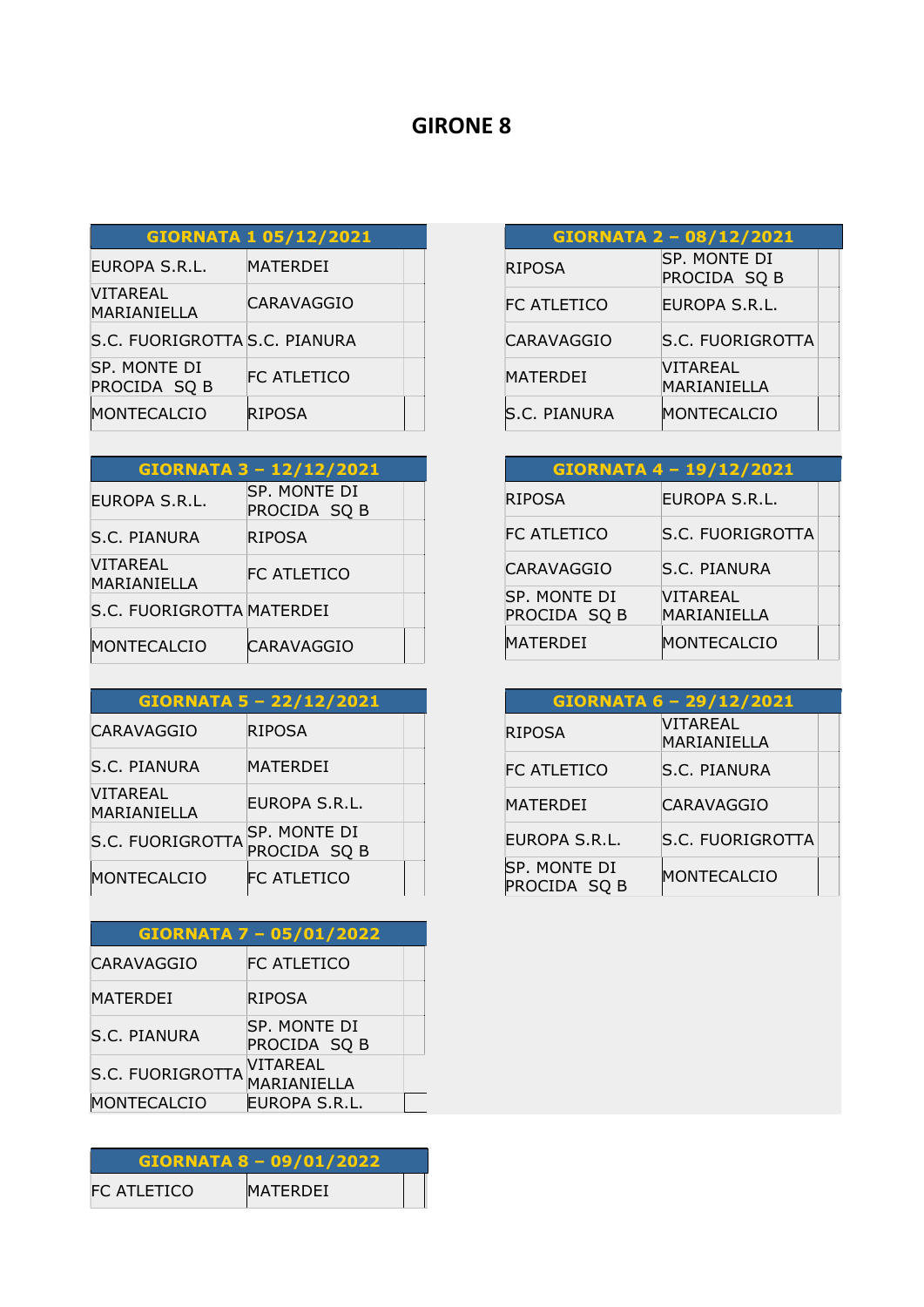# GIRONE 8

| GIORNATA 1 05/12/2021 | |
|---|---|
| EUROPA S.R.L. | MATERDEI |
| VITAREAL MARIANIELLA | CARAVAGGIO |
| S.C. FUORIGROTTA | S.C. PIANURA |
| SP. MONTE DI PROCIDA SQ B | FC ATLETICO |
| MONTECALCIO | RIPOSA |

| GIORNATA 2 – 08/12/2021 | |
|---|---|
| RIPOSA | SP. MONTE DI PROCIDA SQ B |
| FC ATLETICO | EUROPA S.R.L. |
| CARAVAGGIO | S.C. FUORIGROTTA |
| MATERDEI | VITAREAL MARIANIELLA |
| S.C. PIANURA | MONTECALCIO |

| GIORNATA 3 – 12/12/2021 | |
|---|---|
| EUROPA S.R.L. | SP. MONTE DI PROCIDA SQ B |
| S.C. PIANURA | RIPOSA |
| VITAREAL MARIANIELLA | FC ATLETICO |
| S.C. FUORIGROTTA | MATERDEI |
| MONTECALCIO | CARAVAGGIO |

| GIORNATA 4 – 19/12/2021 | |
|---|---|
| RIPOSA | EUROPA S.R.L. |
| FC ATLETICO | S.C. FUORIGROTTA |
| CARAVAGGIO | S.C. PIANURA |
| SP. MONTE DI PROCIDA SQ B | VITAREAL MARIANIELLA |
| MATERDEI | MONTECALCIO |

| GIORNATA 5 – 22/12/2021 | |
|---|---|
| CARAVAGGIO | RIPOSA |
| S.C. PIANURA | MATERDEI |
| VITAREAL MARIANIELLA | EUROPA S.R.L. |
| S.C. FUORIGROTTA | SP. MONTE DI PROCIDA SQ B |
| MONTECALCIO | FC ATLETICO |

| GIORNATA 6 – 29/12/2021 | |
|---|---|
| RIPOSA | VITAREAL MARIANIELLA |
| FC ATLETICO | S.C. PIANURA |
| MATERDEI | CARAVAGGIO |
| EUROPA S.R.L. | S.C. FUORIGROTTA |
| SP. MONTE DI PROCIDA SQ B | MONTECALCIO |

| GIORNATA 7 – 05/01/2022 | |
|---|---|
| CARAVAGGIO | FC ATLETICO |
| MATERDEI | RIPOSA |
| S.C. PIANURA | SP. MONTE DI PROCIDA SQ B |
| S.C. FUORIGROTTA | VITAREAL MARIANIELLA |
| MONTECALCIO | EUROPA S.R.L. |

| GIORNATA 8 – 09/01/2022 | |
|---|---|
| FC ATLETICO | MATERDEI |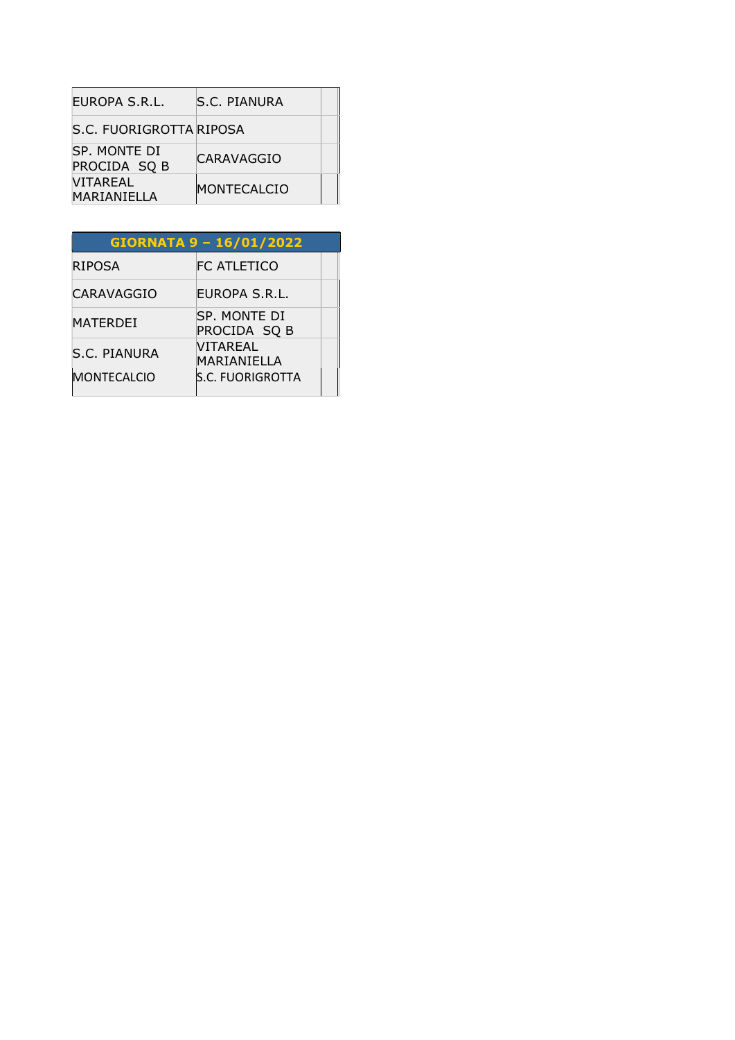| | | |
|---|---|---|
| EUROPA S.R.L. | S.C. PIANURA | |
| S.C. FUORIGROTTA | RIPOSA | |
| SP. MONTE DI PROCIDA SQ B | CARAVAGGIO | |
| VITAREAL MARIANIELLA | MONTECALCIO | |

| GIORNATA 9 – 16/01/2022 | | |
|---|---|---|
| RIPOSA | FC ATLETICO | |
| CARAVAGGIO | EUROPA S.R.L. | |
| MATERDEI | SP. MONTE DI PROCIDA SQ B | |
| S.C. PIANURA | VITAREAL MARIANIELLA | |
| MONTECALCIO | S.C. FUORIGROTTA | |